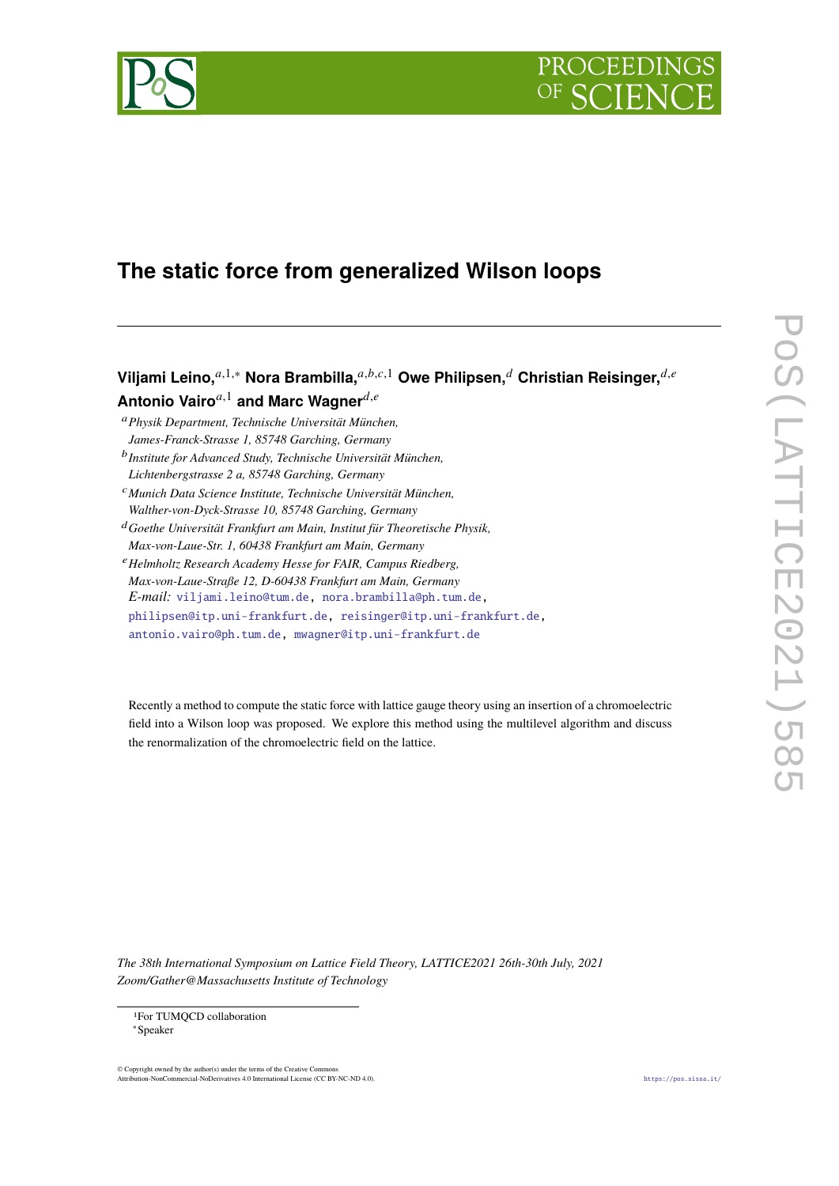# The static force from generalized Wilson loops

**Viljami Leino,**[a,1,*] **Nora Brambilla,**[a,b,c,1] **Owe Philipsen,**[d] **Christian Reisinger,**[d,e] **Antonio Vairo**[a,1] **and Marc Wagner**[d,e]

[a] *Physik Department, Technische Universität München, James-Franck-Strasse 1, 85748 Garching, Germany*

[b] *Institute for Advanced Study, Technische Universität München, Lichtenbergstrasse 2 a, 85748 Garching, Germany*

[c] *Munich Data Science Institute, Technische Universität München, Walther-von-Dyck-Strasse 10, 85748 Garching, Germany*

[d] *Goethe Universität Frankfurt am Main, Institut für Theoretische Physik, Max-von-Laue-Str. 1, 60438 Frankfurt am Main, Germany*

[e] *Helmholtz Research Academy Hesse for FAIR, Campus Riedberg, Max-von-Laue-Straße 12, D-60438 Frankfurt am Main, Germany*

*E-mail:* viljami.leino@tum.de, nora.brambilla@ph.tum.de, philipsen@itp.uni-frankfurt.de, reisinger@itp.uni-frankfurt.de, antonio.vairo@ph.tum.de, mwagner@itp.uni-frankfurt.de

Recently a method to compute the static force with lattice gauge theory using an insertion of a chromoelectric field into a Wilson loop was proposed. We explore this method using the multilevel algorithm and discuss the renormalization of the chromoelectric field on the lattice.

*The 38th International Symposium on Lattice Field Theory, LATTICE2021 26th-30th July, 2021 Zoom/Gather@Massachusetts Institute of Technology*

[1] For TUMQCD collaboration

[*] Speaker

© Copyright owned by the author(s) under the terms of the Creative Commons Attribution-NonCommercial-NoDerivatives 4.0 International License (CC BY-NC-ND 4.0).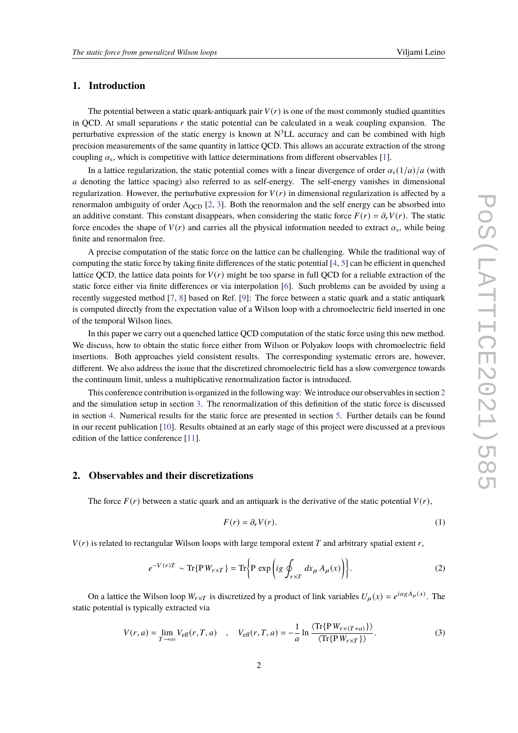## 1. Introduction

The potential between a static quark-antiquark pair $V(r)$ is one of the most commonly studied quantities in QCD. At small separations $r$ the static potential can be calculated in a weak coupling expansion. The perturbative expression of the static energy is known at N$^3$LL accuracy and can be combined with high precision measurements of the same quantity in lattice QCD. This allows an accurate extraction of the strong coupling $\alpha_s$, which is competitive with lattice determinations from different observables [1].

In a lattice regularization, the static potential comes with a linear divergence of order $\alpha_s(1/a)/a$ (with $a$ denoting the lattice spacing) also referred to as self-energy. The self-energy vanishes in dimensional regularization. However, the perturbative expression for $V(r)$ in dimensional regularization is affected by a renormalon ambiguity of order $\Lambda_{\text{QCD}}$ [2, 3]. Both the renormalon and the self energy can be absorbed into an additive constant. This constant disappears, when considering the static force $F(r) = \partial_r V(r)$. The static force encodes the shape of $V(r)$ and carries all the physical information needed to extract $\alpha_s$, while being finite and renormalon free.

A precise computation of the static force on the lattice can be challenging. While the traditional way of computing the static force by taking finite differences of the static potential [4, 5] can be efficient in quenched lattice QCD, the lattice data points for $V(r)$ might be too sparse in full QCD for a reliable extraction of the static force either via finite differences or via interpolation [6]. Such problems can be avoided by using a recently suggested method [7, 8] based on Ref. [9]: The force between a static quark and a static antiquark is computed directly from the expectation value of a Wilson loop with a chromoelectric field inserted in one of the temporal Wilson lines.

In this paper we carry out a quenched lattice QCD computation of the static force using this new method. We discuss, how to obtain the static force either from Wilson or Polyakov loops with chromoelectric field insertions. Both approaches yield consistent results. The corresponding systematic errors are, however, different. We also address the issue that the discretized chromoelectric field has a slow convergence towards the continuum limit, unless a multiplicative renormalization factor is introduced.

This conference contribution is organized in the following way: We introduce our observables in section 2 and the simulation setup in section 3. The renormalization of this definition of the static force is discussed in section 4. Numerical results for the static force are presented in section 5. Further details can be found in our recent publication [10]. Results obtained at an early stage of this project were discussed at a previous edition of the lattice conference [11].

## 2. Observables and their discretizations

The force $F(r)$ between a static quark and an antiquark is the derivative of the static potential $V(r)$,

$$F(r) = \partial_r V(r). \tag{1}$$

$V(r)$ is related to rectangular Wilson loops with large temporal extent $T$ and arbitrary spatial extent $r$,

$$e^{-V(r)T} \sim \text{Tr}\{\text{P}\, W_{r\times T}\} = \text{Tr}\left\{\text{P}\,\exp\left(ig \oint_{r\times T} dx_\mu\, A_\mu(x)\right)\right\}. \tag{2}$$

On a lattice the Wilson loop $W_{r\times T}$ is discretized by a product of link variables $U_\mu(x) = e^{iagA_\mu(x)}$. The static potential is typically extracted via

$$V(r,a) = \lim_{T\to\infty} V_{\text{eff}}(r,T,a) \quad , \quad V_{\text{eff}}(r,T,a) = -\frac{1}{a}\ln\frac{\langle \text{Tr}\{\text{P}\, W_{r\times(T+a)}\}\rangle}{\langle \text{Tr}\{\text{P}\, W_{r\times T}\}\rangle}. \tag{3}$$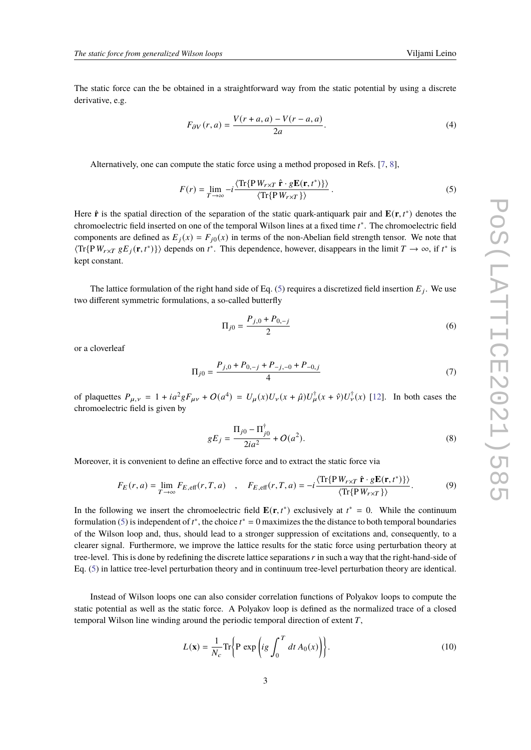The static force can the be obtained in a straightforward way from the static potential by using a discrete derivative, e.g.

$$F_{\partial V}(r,a) = \frac{V(r+a,a) - V(r-a,a)}{2a}. \tag{4}$$

Alternatively, one can compute the static force using a method proposed in Refs. [7, 8],

$$F(r) = \lim_{T\to\infty} -i\frac{\langle \mathrm{Tr}\{\mathrm{P}\, W_{r\times T}\ \hat{\mathbf{r}}\cdot g\mathbf{E}(\mathbf{r},t^*)\}\rangle}{\langle \mathrm{Tr}\{\mathrm{P}\, W_{r\times T}\}\rangle}. \tag{5}$$

Here $\hat{\mathbf{r}}$ is the spatial direction of the separation of the static quark-antiquark pair and $\mathbf{E}(\mathbf{r},t^*)$ denotes the chromoelectric field inserted on one of the temporal Wilson lines at a fixed time $t^*$. The chromoelectric field components are defined as $E_j(x) = F_{j0}(x)$ in terms of the non-Abelian field strength tensor. We note that $\langle \mathrm{Tr}\{\mathrm{P}\, W_{r\times T}\ gE_j(\mathbf{r},t^*)\}\rangle$ depends on $t^*$. This dependence, however, disappears in the limit $T\to\infty$, if $t^*$ is kept constant.

The lattice formulation of the right hand side of Eq. (5) requires a discretized field insertion $E_j$. We use two different symmetric formulations, a so-called butterfly

$$\Pi_{j0} = \frac{P_{j,0} + P_{0,-j}}{2} \tag{6}$$

or a cloverleaf

$$\Pi_{j0} = \frac{P_{j,0} + P_{0,-j} + P_{-j,-0} + P_{-0,j}}{4} \tag{7}$$

of plaquettes $P_{\mu,\nu} = 1 + ia^2 gF_{\mu\nu} + O(a^4) = U_\mu(x)U_\nu(x+\hat{\mu})U^\dagger_\mu(x+\hat{\nu})U^\dagger_\nu(x)$ [12]. In both cases the chromoelectric field is given by

$$gE_j = \frac{\Pi_{j0} - \Pi^\dagger_{j0}}{2ia^2} + O(a^2). \tag{8}$$

Moreover, it is convenient to define an effective force and to extract the static force via

$$F_E(r,a) = \lim_{T\to\infty} F_{E,\mathrm{eff}}(r,T,a) \quad , \quad F_{E,\mathrm{eff}}(r,T,a) = -i\frac{\langle \mathrm{Tr}\{\mathrm{P}\, W_{r\times T}\ \hat{\mathbf{r}}\cdot g\mathbf{E}(\mathbf{r},t^*)\}\rangle}{\langle \mathrm{Tr}\{\mathrm{P}\, W_{r\times T}\}\rangle}. \tag{9}$$

In the following we insert the chromoelectric field $\mathbf{E}(\mathbf{r},t^*)$ exclusively at $t^* = 0$. While the continuum formulation (5) is independent of $t^*$, the choice $t^* = 0$ maximizes the the distance to both temporal boundaries of the Wilson loop and, thus, should lead to a stronger suppression of excitations and, consequently, to a clearer signal. Furthermore, we improve the lattice results for the static force using perturbation theory at tree-level. This is done by redefining the discrete lattice separations $r$ in such a way that the right-hand-side of Eq. (5) in lattice tree-level perturbation theory and in continuum tree-level perturbation theory are identical.

Instead of Wilson loops one can also consider correlation functions of Polyakov loops to compute the static potential as well as the static force. A Polyakov loop is defined as the normalized trace of a closed temporal Wilson line winding around the periodic temporal direction of extent $T$,

$$L(\mathbf{x}) = \frac{1}{N_c}\mathrm{Tr}\left\{\mathrm{P}\,\exp\left(ig\int_0^T dt\, A_0(x)\right)\right\}. \tag{10}$$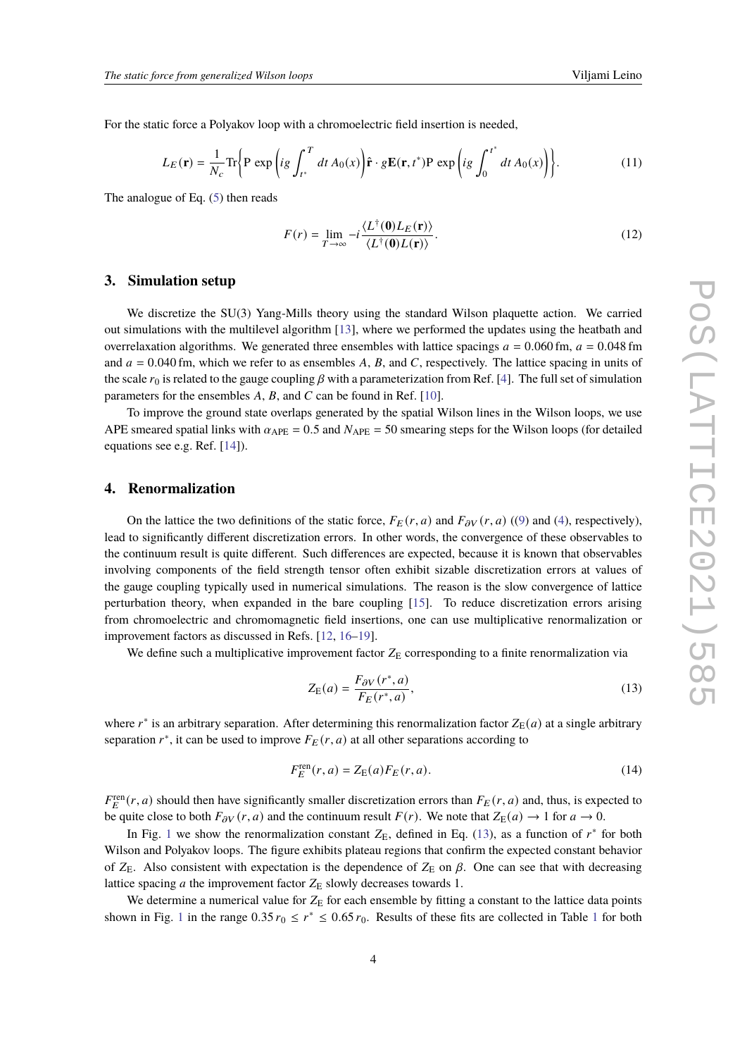For the static force a Polyakov loop with a chromoelectric field insertion is needed,

$$L_E(\mathbf{r}) = \frac{1}{N_c}\mathrm{Tr}\left\{\mathrm{P}\,\exp\left(ig\int_{t^*}^{T} dt\, A_0(x)\right)\hat{\mathbf{r}}\cdot g\mathbf{E}(\mathbf{r},t^*)\mathrm{P}\,\exp\left(ig\int_{0}^{t^*} dt\, A_0(x)\right)\right\}. \tag{11}$$

The analogue of Eq. (5) then reads

$$F(r) = \lim_{T\to\infty} -i\frac{\langle L^\dagger(\mathbf{0})L_E(\mathbf{r})\rangle}{\langle L^\dagger(\mathbf{0})L(\mathbf{r})\rangle}. \tag{12}$$

## 3. Simulation setup

We discretize the SU(3) Yang-Mills theory using the standard Wilson plaquette action. We carried out simulations with the multilevel algorithm [13], where we performed the updates using the heatbath and overrelaxation algorithms. We generated three ensembles with lattice spacings $a = 0.060\,\mathrm{fm}$, $a = 0.048\,\mathrm{fm}$ and $a = 0.040\,\mathrm{fm}$, which we refer to as ensembles $A$, $B$, and $C$, respectively. The lattice spacing in units of the scale $r_0$ is related to the gauge coupling $\beta$ with a parameterization from Ref. [4]. The full set of simulation parameters for the ensembles $A$, $B$, and $C$ can be found in Ref. [10].

To improve the ground state overlaps generated by the spatial Wilson lines in the Wilson loops, we use APE smeared spatial links with $\alpha_{\mathrm{APE}} = 0.5$ and $N_{\mathrm{APE}} = 50$ smearing steps for the Wilson loops (for detailed equations see e.g. Ref. [14]).

## 4. Renormalization

On the lattice the two definitions of the static force, $F_E(r,a)$ and $F_{\partial V}(r,a)$ ((9) and (4), respectively), lead to significantly different discretization errors. In other words, the convergence of these observables to the continuum result is quite different. Such differences are expected, because it is known that observables involving components of the field strength tensor often exhibit sizable discretization errors at values of the gauge coupling typically used in numerical simulations. The reason is the slow convergence of lattice perturbation theory, when expanded in the bare coupling [15]. To reduce discretization errors arising from chromoelectric and chromomagnetic field insertions, one can use multiplicative renormalization or improvement factors as discussed in Refs. [12, 16–19].

We define such a multiplicative improvement factor $Z_{\mathrm{E}}$ corresponding to a finite renormalization via

$$Z_{\mathrm{E}}(a) = \frac{F_{\partial V}(r^*,a)}{F_E(r^*,a)}, \tag{13}$$

where $r^*$ is an arbitrary separation. After determining this renormalization factor $Z_{\mathrm{E}}(a)$ at a single arbitrary separation $r^*$, it can be used to improve $F_E(r,a)$ at all other separations according to

$$F_E^{\mathrm{ren}}(r,a) = Z_{\mathrm{E}}(a)F_E(r,a). \tag{14}$$

$F_E^{\mathrm{ren}}(r,a)$ should then have significantly smaller discretization errors than $F_E(r,a)$ and, thus, is expected to be quite close to both $F_{\partial V}(r,a)$ and the continuum result $F(r)$. We note that $Z_{\mathrm{E}}(a) \to 1$ for $a \to 0$.

In Fig. 1 we show the renormalization constant $Z_{\mathrm{E}}$, defined in Eq. (13), as a function of $r^*$ for both Wilson and Polyakov loops. The figure exhibits plateau regions that confirm the expected constant behavior of $Z_{\mathrm{E}}$. Also consistent with expectation is the dependence of $Z_{\mathrm{E}}$ on $\beta$. One can see that with decreasing lattice spacing $a$ the improvement factor $Z_{\mathrm{E}}$ slowly decreases towards 1.

We determine a numerical value for $Z_{\mathrm{E}}$ for each ensemble by fitting a constant to the lattice data points shown in Fig. 1 in the range $0.35\,r_0 \le r^* \le 0.65\,r_0$. Results of these fits are collected in Table 1 for both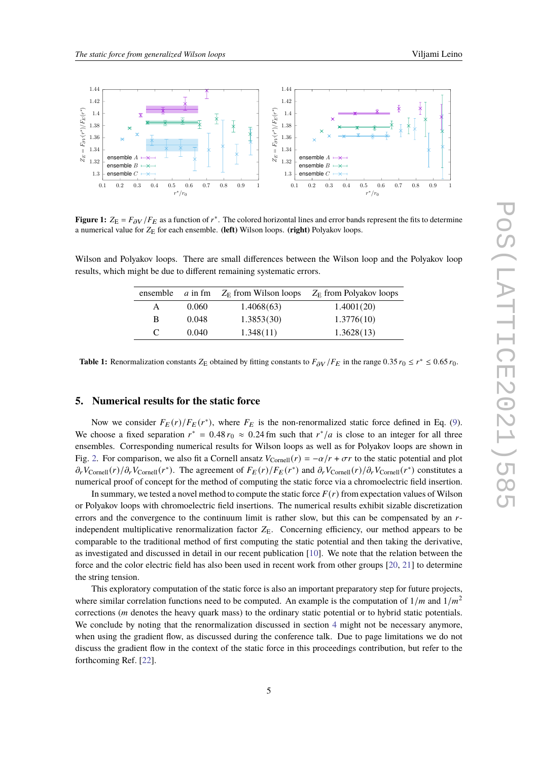**Figure 1:** $Z_E = F_{\partial V}/F_E$ as a function of $r^*$. The colored horizontal lines and error bands represent the fits to determine a numerical value for $Z_E$ for each ensemble. **(left)** Wilson loops. **(right)** Polyakov loops.

Wilson and Polyakov loops. There are small differences between the Wilson loop and the Polyakov loop results, which might be due to different remaining systematic errors.

| ensemble | $a$ in fm | $Z_E$ from Wilson loops | $Z_E$ from Polyakov loops |
|---|---|---|---|
| A | 0.060 | 1.4068(63) | 1.4001(20) |
| B | 0.048 | 1.3853(30) | 1.3776(10) |
| C | 0.040 | 1.348(11) | 1.3628(13) |

**Table 1:** Renormalization constants $Z_E$ obtained by fitting constants to $F_{\partial V}/F_E$ in the range $0.35\, r_0 \leq r^* \leq 0.65\, r_0$.

## 5. Numerical results for the static force

Now we consider $F_E(r)/F_E(r^*)$, where $F_E$ is the non-renormalized static force defined in Eq. (9). We choose a fixed separation $r^* = 0.48\, r_0 \approx 0.24\,\text{fm}$ such that $r^*/a$ is close to an integer for all three ensembles. Corresponding numerical results for Wilson loops as well as for Polyakov loops are shown in Fig. 2. For comparison, we also fit a Cornell ansatz $V_{\text{Cornell}}(r) = -\alpha/r + \sigma r$ to the static potential and plot $\partial_r V_{\text{Cornell}}(r)/\partial_r V_{\text{Cornell}}(r^*)$. The agreement of $F_E(r)/F_E(r^*)$ and $\partial_r V_{\text{Cornell}}(r)/\partial_r V_{\text{Cornell}}(r^*)$ constitutes a numerical proof of concept for the method of computing the static force via a chromoelectric field insertion.

In summary, we tested a novel method to compute the static force $F(r)$ from expectation values of Wilson or Polyakov loops with chromoelectric field insertions. The numerical results exhibit sizable discretization errors and the convergence to the continuum limit is rather slow, but this can be compensated by an $r$-independent multiplicative renormalization factor $Z_E$. Concerning efficiency, our method appears to be comparable to the traditional method of first computing the static potential and then taking the derivative, as investigated and discussed in detail in our recent publication [10]. We note that the relation between the force and the color electric field has also been used in recent work from other groups [20, 21] to determine the string tension.

This exploratory computation of the static force is also an important preparatory step for future projects, where similar correlation functions need to be computed. An example is the computation of $1/m$ and $1/m^2$ corrections ($m$ denotes the heavy quark mass) to the ordinary static potential or to hybrid static potentials. We conclude by noting that the renormalization discussed in section 4 might not be necessary anymore, when using the gradient flow, as discussed during the conference talk. Due to page limitations we do not discuss the gradient flow in the context of the static force in this proceedings contribution, but refer to the forthcoming Ref. [22].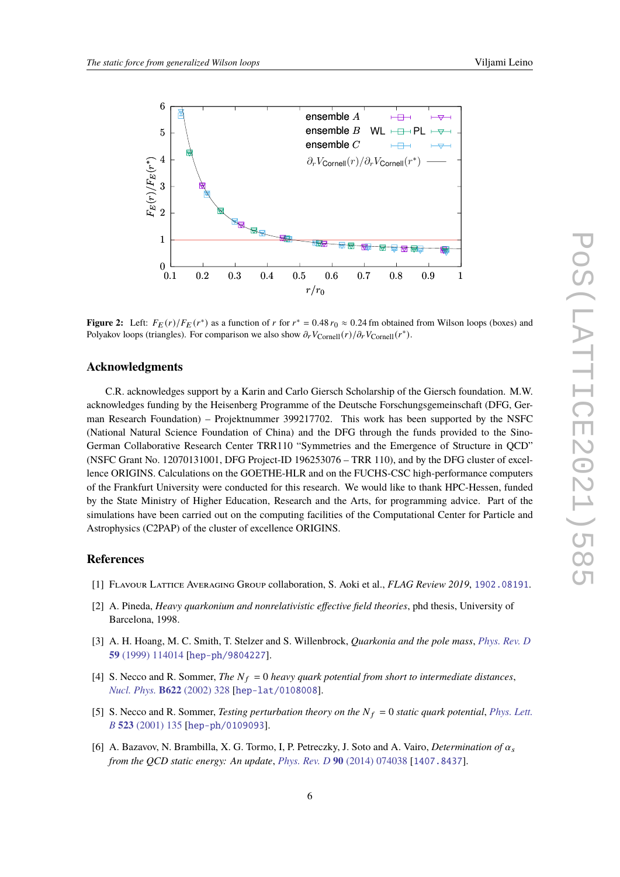**Figure 2:** Left: $F_E(r)/F_E(r^*)$ as a function of $r$ for $r^* = 0.48\,r_0 \approx 0.24$ fm obtained from Wilson loops (boxes) and Polyakov loops (triangles). For comparison we also show $\partial_r V_{\text{Cornell}}(r)/\partial_r V_{\text{Cornell}}(r^*)$.

## Acknowledgments

C.R. acknowledges support by a Karin and Carlo Giersch Scholarship of the Giersch foundation. M.W. acknowledges funding by the Heisenberg Programme of the Deutsche Forschungsgemeinschaft (DFG, German Research Foundation) – Projektnummer 399217702. This work has been supported by the NSFC (National Natural Science Foundation of China) and the DFG through the funds provided to the Sino-German Collaborative Research Center TRR110 "Symmetries and the Emergence of Structure in QCD" (NSFC Grant No. 12070131001, DFG Project-ID 196253076 – TRR 110), and by the DFG cluster of excellence ORIGINS. Calculations on the GOETHE-HLR and on the FUCHS-CSC high-performance computers of the Frankfurt University were conducted for this research. We would like to thank HPC-Hessen, funded by the State Ministry of Higher Education, Research and the Arts, for programming advice. Part of the simulations have been carried out on the computing facilities of the Computational Center for Particle and Astrophysics (C2PAP) of the cluster of excellence ORIGINS.

## References

[1] Flavour Lattice Averaging Group collaboration, S. Aoki et al., *FLAG Review 2019*, 1902.08191.

[2] A. Pineda, *Heavy quarkonium and nonrelativistic effective field theories*, phd thesis, University of Barcelona, 1998.

[3] A. H. Hoang, M. C. Smith, T. Stelzer and S. Willenbrock, *Quarkonia and the pole mass*, Phys. Rev. D **59** (1999) 114014 [hep-ph/9804227].

[4] S. Necco and R. Sommer, *The $N_f = 0$ heavy quark potential from short to intermediate distances*, Nucl. Phys. **B622** (2002) 328 [hep-lat/0108008].

[5] S. Necco and R. Sommer, *Testing perturbation theory on the $N_f = 0$ static quark potential*, Phys. Lett. B **523** (2001) 135 [hep-ph/0109093].

[6] A. Bazavov, N. Brambilla, X. G. Tormo, I, P. Petreczky, J. Soto and A. Vairo, *Determination of $\alpha_s$ from the QCD static energy: An update*, Phys. Rev. D **90** (2014) 074038 [1407.8437].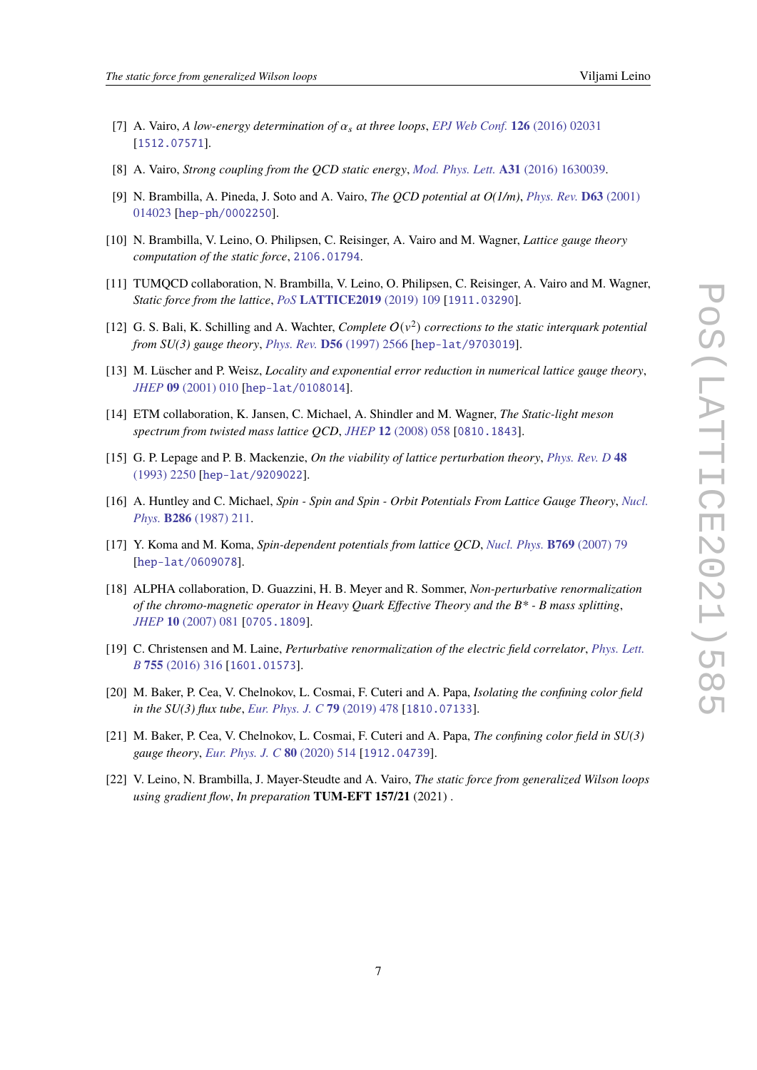[7] A. Vairo, *A low-energy determination of $\alpha_s$ at three loops*, *EPJ Web Conf.* **126** (2016) 02031 [1512.07571].

[8] A. Vairo, *Strong coupling from the QCD static energy*, *Mod. Phys. Lett.* **A31** (2016) 1630039.

[9] N. Brambilla, A. Pineda, J. Soto and A. Vairo, *The QCD potential at O(1/m)*, *Phys. Rev.* **D63** (2001) 014023 [hep-ph/0002250].

[10] N. Brambilla, V. Leino, O. Philipsen, C. Reisinger, A. Vairo and M. Wagner, *Lattice gauge theory computation of the static force*, 2106.01794.

[11] TUMQCD collaboration, N. Brambilla, V. Leino, O. Philipsen, C. Reisinger, A. Vairo and M. Wagner, *Static force from the lattice*, *PoS* **LATTICE2019** (2019) 109 [1911.03290].

[12] G. S. Bali, K. Schilling and A. Wachter, *Complete $O(v^2)$ corrections to the static interquark potential from SU(3) gauge theory*, *Phys. Rev.* **D56** (1997) 2566 [hep-lat/9703019].

[13] M. Lüscher and P. Weisz, *Locality and exponential error reduction in numerical lattice gauge theory*, *JHEP* **09** (2001) 010 [hep-lat/0108014].

[14] ETM collaboration, K. Jansen, C. Michael, A. Shindler and M. Wagner, *The Static-light meson spectrum from twisted mass lattice QCD*, *JHEP* **12** (2008) 058 [0810.1843].

[15] G. P. Lepage and P. B. Mackenzie, *On the viability of lattice perturbation theory*, *Phys. Rev. D* **48** (1993) 2250 [hep-lat/9209022].

[16] A. Huntley and C. Michael, *Spin - Spin and Spin - Orbit Potentials From Lattice Gauge Theory*, *Nucl. Phys.* **B286** (1987) 211.

[17] Y. Koma and M. Koma, *Spin-dependent potentials from lattice QCD*, *Nucl. Phys.* **B769** (2007) 79 [hep-lat/0609078].

[18] ALPHA collaboration, D. Guazzini, H. B. Meyer and R. Sommer, *Non-perturbative renormalization of the chromo-magnetic operator in Heavy Quark Effective Theory and the B\* - B mass splitting*, *JHEP* **10** (2007) 081 [0705.1809].

[19] C. Christensen and M. Laine, *Perturbative renormalization of the electric field correlator*, *Phys. Lett. B* **755** (2016) 316 [1601.01573].

[20] M. Baker, P. Cea, V. Chelnokov, L. Cosmai, F. Cuteri and A. Papa, *Isolating the confining color field in the SU(3) flux tube*, *Eur. Phys. J. C* **79** (2019) 478 [1810.07133].

[21] M. Baker, P. Cea, V. Chelnokov, L. Cosmai, F. Cuteri and A. Papa, *The confining color field in SU(3) gauge theory*, *Eur. Phys. J. C* **80** (2020) 514 [1912.04739].

[22] V. Leino, N. Brambilla, J. Mayer-Steudte and A. Vairo, *The static force from generalized Wilson loops using gradient flow*, *In preparation* **TUM-EFT 157/21** (2021) .